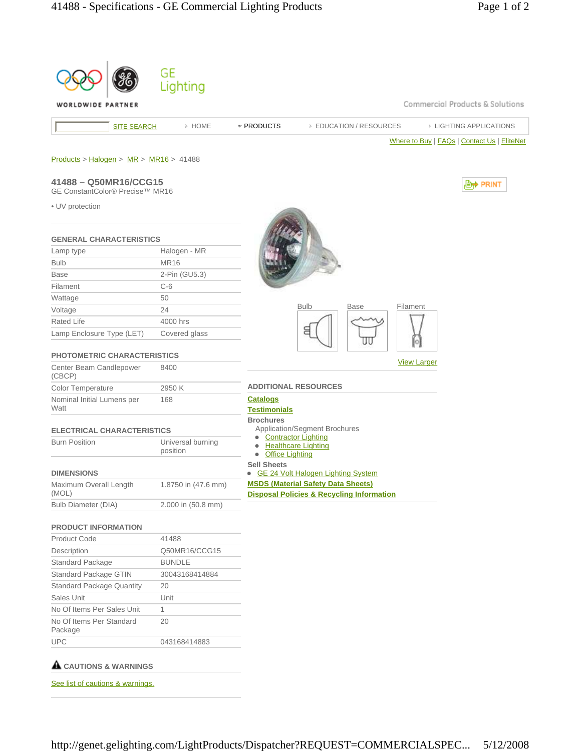GE Lighting

WORLDWIDE PARTNER

Commercial Products & Solutions

SITE SEARCH | HOME | PRODUCTS | EDUCATION / RESOURCES | LIGHTING APPLICATIONS

Where to Buy | FAQs | Contact Us | EliteNet

Products > Halogen > MR > MR16 > 41488

## 41488 – Q50MR16/CCG15

GE ConstantColor® Precise™ MR16

PRINT

- UV protection

### GENERAL CHARACTERISTICS

| | |
|---|---|
| Lamp type | Halogen - MR |
| Bulb | MR16 |
| Base | 2-Pin (GU5.3) |
| Filament | C-6 |
| Wattage | 50 |
| Voltage | 24 |
| Rated Life | 4000 hrs |
| Lamp Enclosure Type (LET) | Covered glass |

### PHOTOMETRIC CHARACTERISTICS

| | |
|---|---|
| Center Beam Candlepower (CBCP) | 8400 |
| Color Temperature | 2950 K |
| Nominal Initial Lumens per Watt | 168 |

### ELECTRICAL CHARACTERISTICS

| | |
|---|---|
| Burn Position | Universal burning position |

### DIMENSIONS

| | |
|---|---|
| Maximum Overall Length (MOL) | 1.8750 in (47.6 mm) |
| Bulb Diameter (DIA) | 2.000 in (50.8 mm) |

### PRODUCT INFORMATION

| | |
|---|---|
| Product Code | 41488 |
| Description | Q50MR16/CCG15 |
| Standard Package | BUNDLE |
| Standard Package GTIN | 30043168414884 |
| Standard Package Quantity | 20 |
| Sales Unit | Unit |
| No Of Items Per Sales Unit | 1 |
| No Of Items Per Standard Package | 20 |
| UPC | 043168414883 |

### CAUTIONS & WARNINGS

See list of cautions & warnings.

Bulb | Base | Filament

View Larger

### ADDITIONAL RESOURCES

**Catalogs**

**Testimonials**

**Brochures**

Application/Segment Brochures

- Contractor Lighting
- Healthcare Lighting
- Office Lighting

**Sell Sheets**

- GE 24 Volt Halogen Lighting System

**MSDS (Material Safety Data Sheets)**

**Disposal Policies & Recycling Information**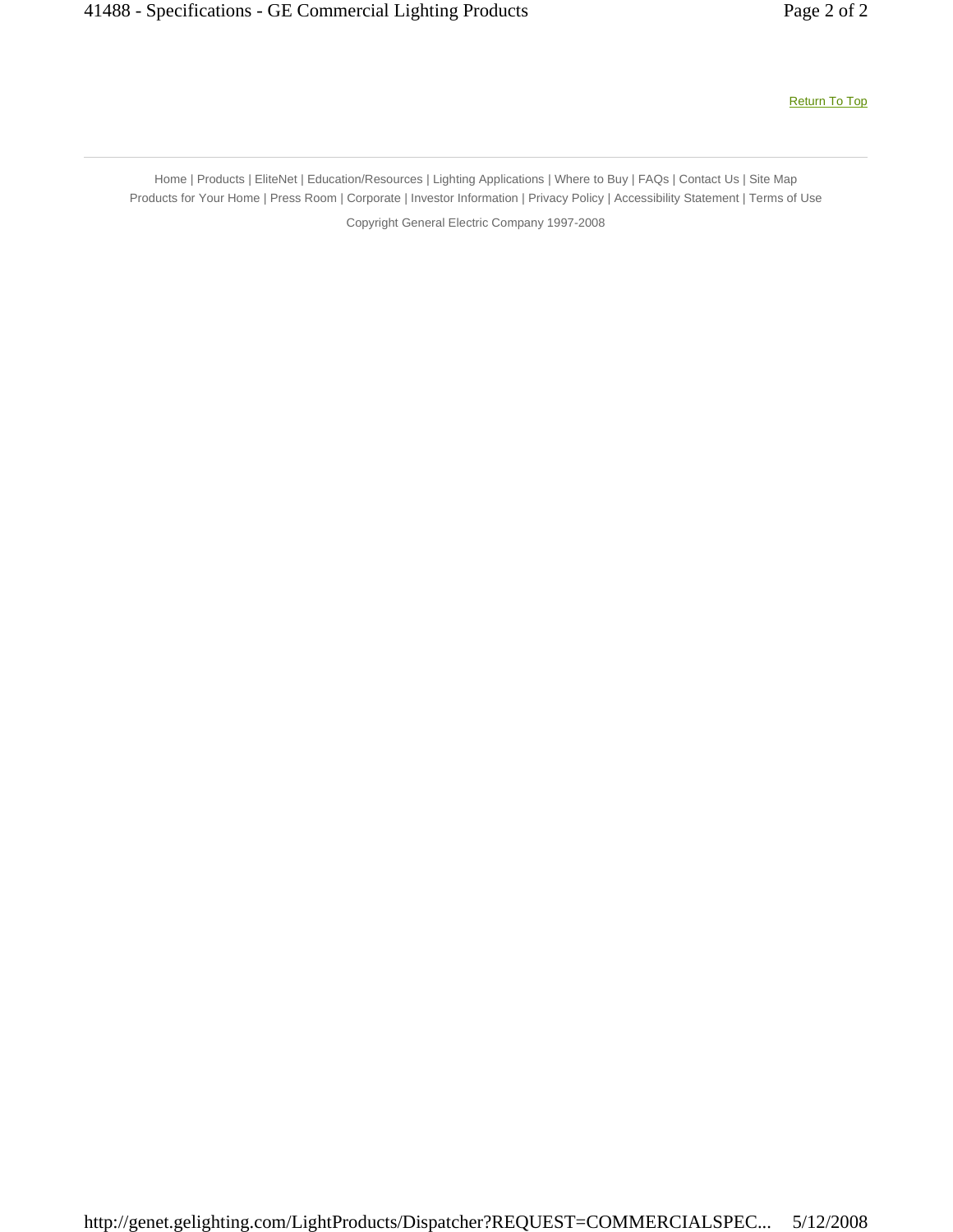Return To Top

---

Home | Products | EliteNet | Education/Resources | Lighting Applications | Where to Buy | FAQs | Contact Us | Site Map
Products for Your Home | Press Room | Corporate | Investor Information | Privacy Policy | Accessibility Statement | Terms of Use

Copyright General Electric Company 1997-2008